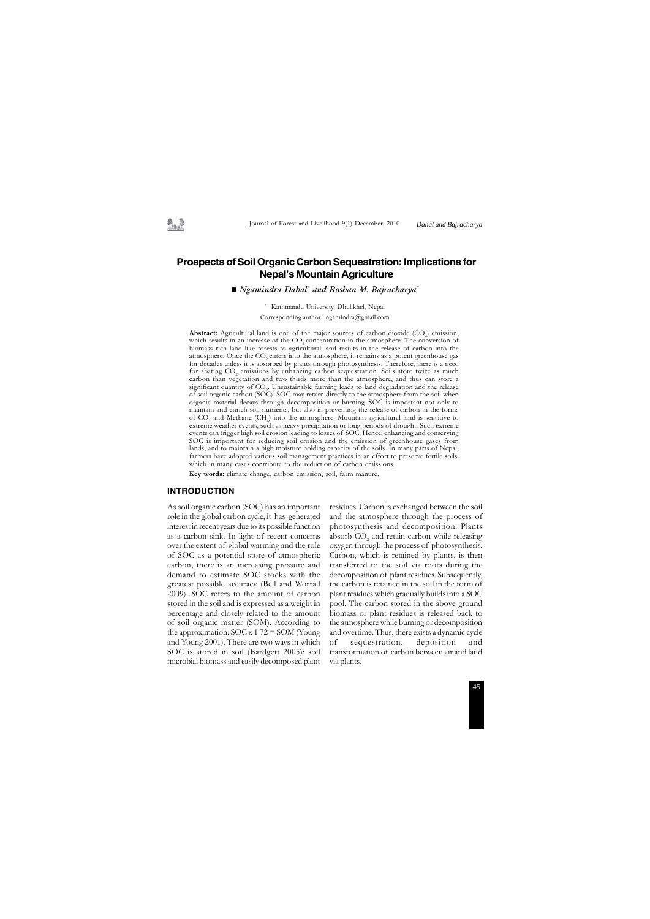# Prospects of Soil Organic Carbon Sequestration: Implications for Nepal's Mountain Agriculture

■ *Ngamindra Dahal*[*] *and Roshan M. Bajracharya*[*]

[*] Kathmandu University, Dhulikhel, Nepal

Corresponding author : ngamindra@gmail.com

**Abstract:** Agricultural land is one of the major sources of carbon dioxide ($CO_2$) emission, which results in an increase of the $CO_2$ concentration in the atmosphere. The conversion of biomass rich land like forests to agricultural land results in the release of carbon into the atmosphere. Once the $CO_2$ enters into the atmosphere, it remains as a potent greenhouse gas for decades unless it is absorbed by plants through photosynthesis. Therefore, there is a need for abating $CO_2$ emissions by enhancing carbon sequestration. Soils store twice as much carbon than vegetation and two thirds more than the atmosphere, and thus can store a significant quantity of $CO_2$. Unsustainable farming leads to land degradation and the release of soil organic carbon (SOC). SOC may return directly to the atmosphere from the soil when organic material decays through decomposition or burning. SOC is important not only to maintain and enrich soil nutrients, but also in preventing the release of carbon in the forms of $CO_2$ and Methane ($CH_4$) into the atmosphere. Mountain agricultural land is sensitive to extreme weather events, such as heavy precipitation or long periods of drought. Such extreme events can trigger high soil erosion leading to losses of SOC. Hence, enhancing and conserving SOC is important for reducing soil erosion and the emission of greenhouse gases from lands, and to maintain a high moisture holding capacity of the soils. In many parts of Nepal, farmers have adopted various soil management practices in an effort to preserve fertile soils, which in many cases contribute to the reduction of carbon emissions.

**Key words:** climate change, carbon emission, soil, farm manure.

## INTRODUCTION

As soil organic carbon (SOC) has an important role in the global carbon cycle, it has generated interest in recent years due to its possible function as a carbon sink. In light of recent concerns over the extent of global warming and the role of SOC as a potential store of atmospheric carbon, there is an increasing pressure and demand to estimate SOC stocks with the greatest possible accuracy (Bell and Worrall 2009). SOC refers to the amount of carbon stored in the soil and is expressed as a weight in percentage and closely related to the amount of soil organic matter (SOM). According to the approximation: SOC x 1.72 = SOM (Young and Young 2001). There are two ways in which SOC is stored in soil (Bardgett 2005): soil microbial biomass and easily decomposed plant residues. Carbon is exchanged between the soil and the atmosphere through the process of photosynthesis and decomposition. Plants absorb $CO_2$ and retain carbon while releasing oxygen through the process of photosynthesis. Carbon, which is retained by plants, is then transferred to the soil via roots during the decomposition of plant residues. Subsequently, the carbon is retained in the soil in the form of plant residues which gradually builds into a SOC pool. The carbon stored in the above ground biomass or plant residues is released back to the atmosphere while burning or decomposition and overtime. Thus, there exists a dynamic cycle of sequestration, deposition and transformation of carbon between air and land via plants.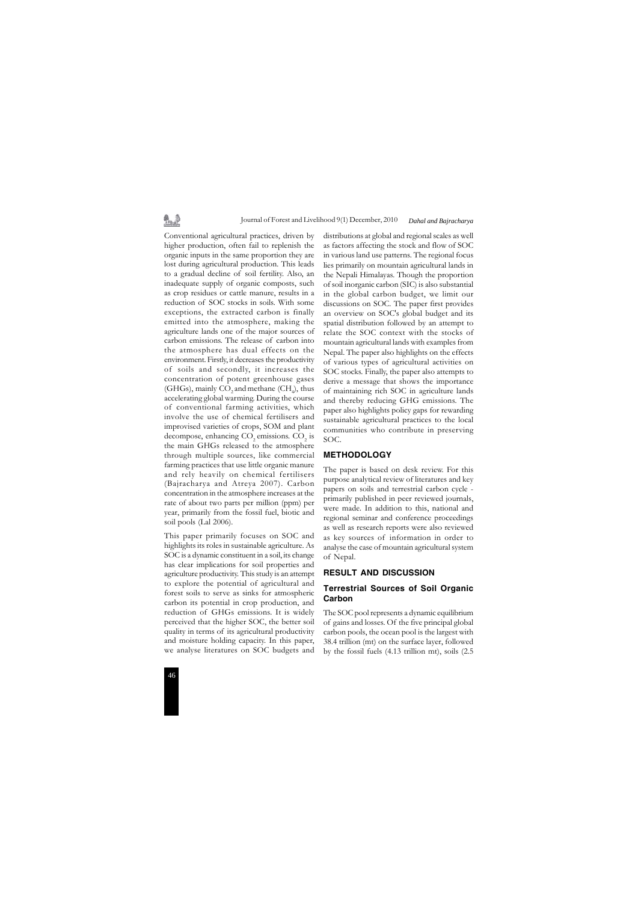Conventional agricultural practices, driven by higher production, often fail to replenish the organic inputs in the same proportion they are lost during agricultural production. This leads to a gradual decline of soil fertility. Also, an inadequate supply of organic composts, such as crop residues or cattle manure, results in a reduction of SOC stocks in soils. With some exceptions, the extracted carbon is finally emitted into the atmosphere, making the agriculture lands one of the major sources of carbon emissions. The release of carbon into the atmosphere has dual effects on the environment. Firstly, it decreases the productivity of soils and secondly, it increases the concentration of potent greenhouse gases (GHGs), mainly $CO_2$ and methane ($CH_4$), thus accelerating global warming. During the course of conventional farming activities, which involve the use of chemical fertilisers and improvised varieties of crops, SOM and plant decompose, enhancing $CO_2$ emissions. $CO_2$ is the main GHGs released to the atmosphere through multiple sources, like commercial farming practices that use little organic manure and rely heavily on chemical fertilisers (Bajracharya and Atreya 2007). Carbon concentration in the atmosphere increases at the rate of about two parts per million (ppm) per year, primarily from the fossil fuel, biotic and soil pools (Lal 2006).

This paper primarily focuses on SOC and highlights its roles in sustainable agriculture. As SOC is a dynamic constituent in a soil, its change has clear implications for soil properties and agriculture productivity. This study is an attempt to explore the potential of agricultural and forest soils to serve as sinks for atmospheric carbon its potential in crop production, and reduction of GHGs emissions. It is widely perceived that the higher SOC, the better soil quality in terms of its agricultural productivity and moisture holding capacity. In this paper, we analyse literatures on SOC budgets and distributions at global and regional scales as well as factors affecting the stock and flow of SOC in various land use patterns. The regional focus lies primarily on mountain agricultural lands in the Nepali Himalayas. Though the proportion of soil inorganic carbon (SIC) is also substantial in the global carbon budget, we limit our discussions on SOC. The paper first provides an overview on SOC's global budget and its spatial distribution followed by an attempt to relate the SOC context with the stocks of mountain agricultural lands with examples from Nepal. The paper also highlights on the effects of various types of agricultural activities on SOC stocks. Finally, the paper also attempts to derive a message that shows the importance of maintaining rich SOC in agriculture lands and thereby reducing GHG emissions. The paper also highlights policy gaps for rewarding sustainable agricultural practices to the local communities who contribute in preserving SOC.

## METHODOLOGY

The paper is based on desk review. For this purpose analytical review of literatures and key papers on soils and terrestrial carbon cycle - primarily published in peer reviewed journals, were made. In addition to this, national and regional seminar and conference proceedings as well as research reports were also reviewed as key sources of information in order to analyse the case of mountain agricultural system of Nepal.

## RESULT AND DISCUSSION

### Terrestrial Sources of Soil Organic Carbon

The SOC pool represents a dynamic equilibrium of gains and losses. Of the five principal global carbon pools, the ocean pool is the largest with 38.4 trillion (mt) on the surface layer, followed by the fossil fuels (4.13 trillion mt), soils (2.5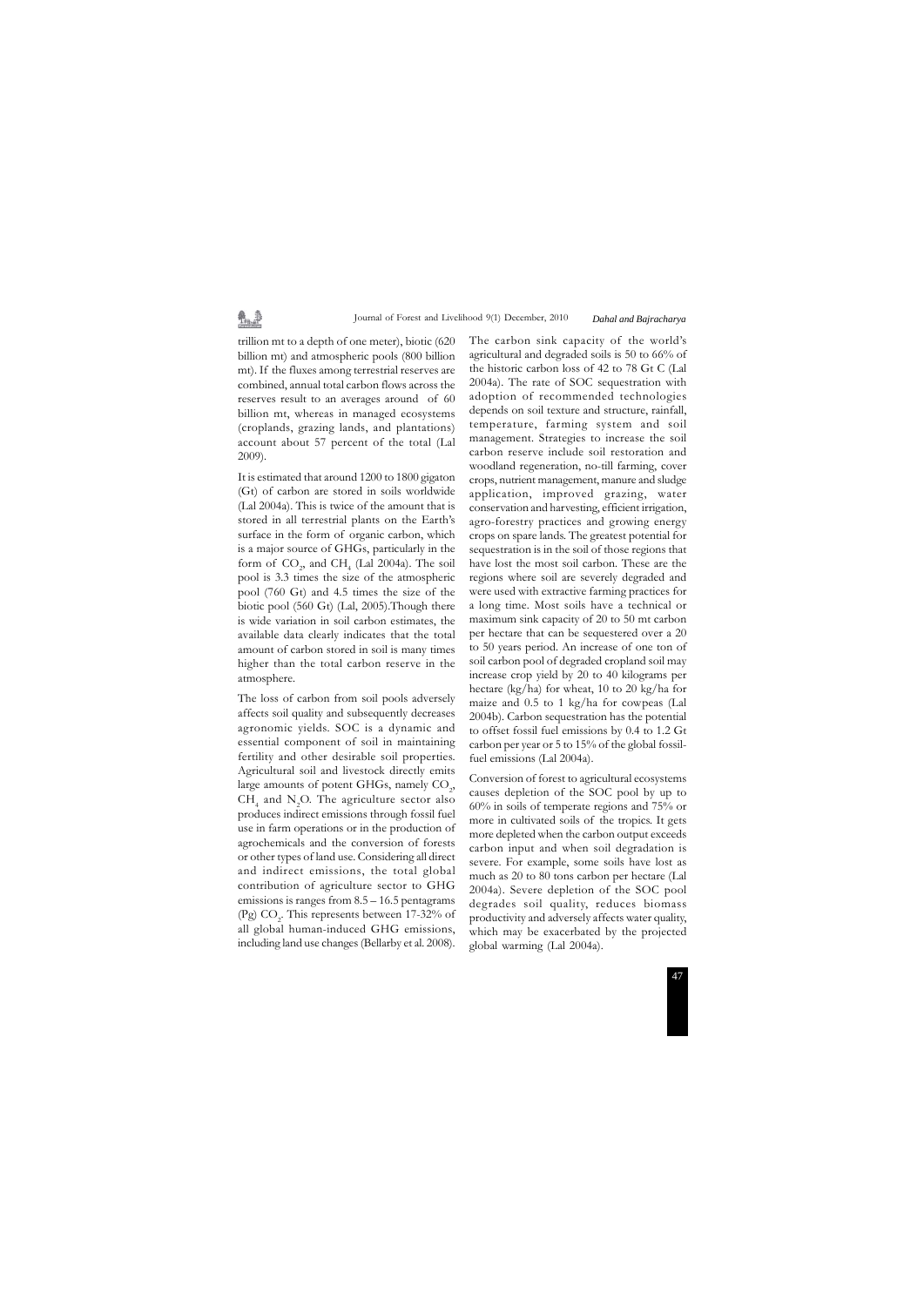trillion mt to a depth of one meter), biotic (620 billion mt) and atmospheric pools (800 billion mt). If the fluxes among terrestrial reserves are combined, annual total carbon flows across the reserves result to an averages around of 60 billion mt, whereas in managed ecosystems (croplands, grazing lands, and plantations) account about 57 percent of the total (Lal 2009).

It is estimated that around 1200 to 1800 gigaton (Gt) of carbon are stored in soils worldwide (Lal 2004a). This is twice of the amount that is stored in all terrestrial plants on the Earth's surface in the form of organic carbon, which is a major source of GHGs, particularly in the form of $CO_2$, and $CH_4$ (Lal 2004a). The soil pool is 3.3 times the size of the atmospheric pool (760 Gt) and 4.5 times the size of the biotic pool (560 Gt) (Lal, 2005).Though there is wide variation in soil carbon estimates, the available data clearly indicates that the total amount of carbon stored in soil is many times higher than the total carbon reserve in the atmosphere.

The loss of carbon from soil pools adversely affects soil quality and subsequently decreases agronomic yields. SOC is a dynamic and essential component of soil in maintaining fertility and other desirable soil properties. Agricultural soil and livestock directly emits large amounts of potent GHGs, namely $CO_2$, $CH_4$ and $N_2O$. The agriculture sector also produces indirect emissions through fossil fuel use in farm operations or in the production of agrochemicals and the conversion of forests or other types of land use. Considering all direct and indirect emissions, the total global contribution of agriculture sector to GHG emissions is ranges from 8.5 – 16.5 pentagrams (Pg) $CO_2$. This represents between 17-32% of all global human-induced GHG emissions, including land use changes (Bellarby et al. 2008).

The carbon sink capacity of the world's agricultural and degraded soils is 50 to 66% of the historic carbon loss of 42 to 78 Gt C (Lal 2004a). The rate of SOC sequestration with adoption of recommended technologies depends on soil texture and structure, rainfall, temperature, farming system and soil management. Strategies to increase the soil carbon reserve include soil restoration and woodland regeneration, no-till farming, cover crops, nutrient management, manure and sludge application, improved grazing, water conservation and harvesting, efficient irrigation, agro-forestry practices and growing energy crops on spare lands. The greatest potential for sequestration is in the soil of those regions that have lost the most soil carbon. These are the regions where soil are severely degraded and were used with extractive farming practices for a long time. Most soils have a technical or maximum sink capacity of 20 to 50 mt carbon per hectare that can be sequestered over a 20 to 50 years period. An increase of one ton of soil carbon pool of degraded cropland soil may increase crop yield by 20 to 40 kilograms per hectare (kg/ha) for wheat, 10 to 20 kg/ha for maize and 0.5 to 1 kg/ha for cowpeas (Lal 2004b). Carbon sequestration has the potential to offset fossil fuel emissions by 0.4 to 1.2 Gt carbon per year or 5 to 15% of the global fossil-fuel emissions (Lal 2004a).

Conversion of forest to agricultural ecosystems causes depletion of the SOC pool by up to 60% in soils of temperate regions and 75% or more in cultivated soils of the tropics. It gets more depleted when the carbon output exceeds carbon input and when soil degradation is severe. For example, some soils have lost as much as 20 to 80 tons carbon per hectare (Lal 2004a). Severe depletion of the SOC pool degrades soil quality, reduces biomass productivity and adversely affects water quality, which may be exacerbated by the projected global warming (Lal 2004a).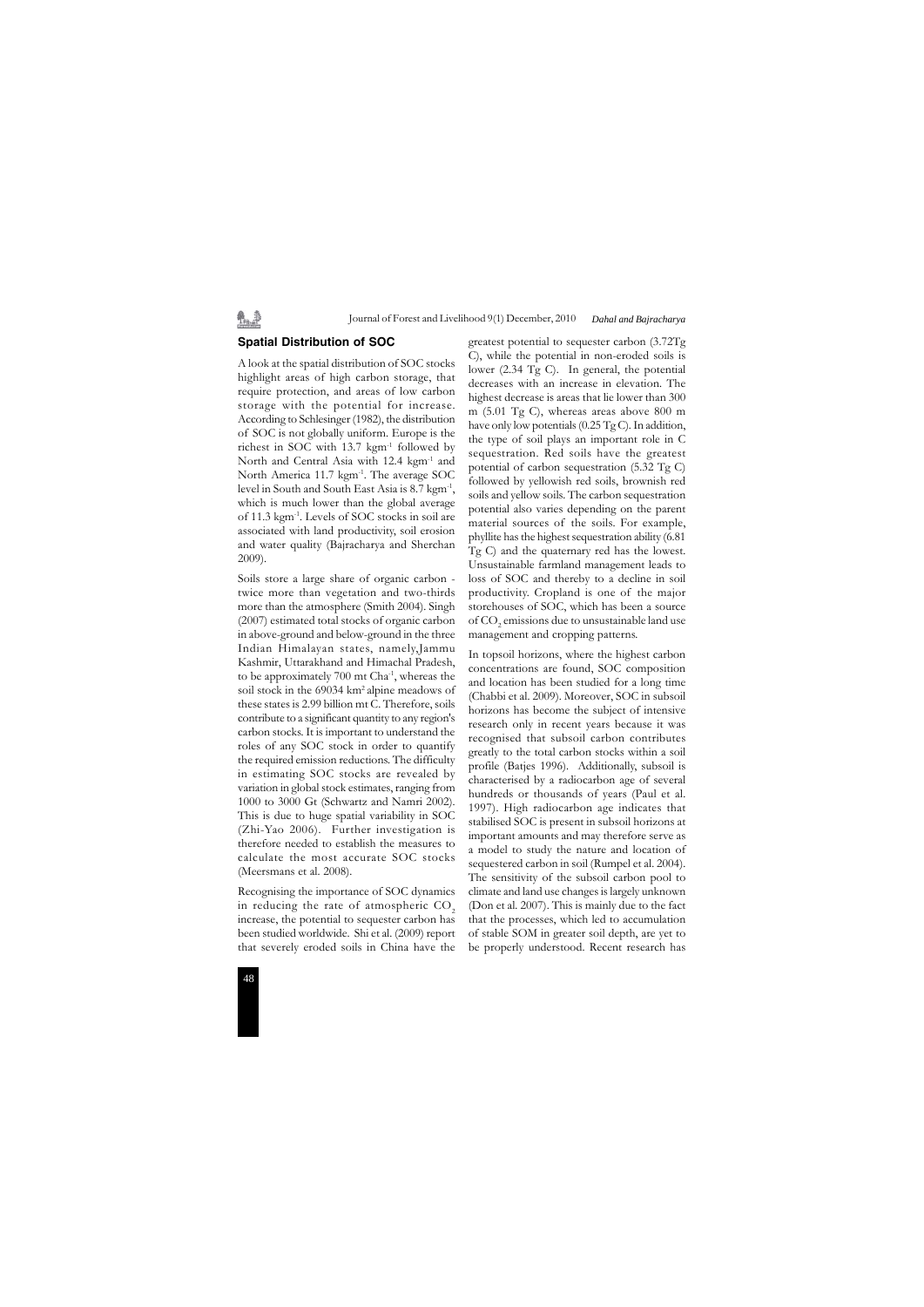## Spatial Distribution of SOC

A look at the spatial distribution of SOC stocks highlight areas of high carbon storage, that require protection, and areas of low carbon storage with the potential for increase. According to Schlesinger (1982), the distribution of SOC is not globally uniform. Europe is the richest in SOC with 13.7 $kgm^{-1}$ followed by North and Central Asia with 12.4 $kgm^{-1}$ and North America 11.7 $kgm^{-1}$. The average SOC level in South and South East Asia is 8.7 $kgm^{-1}$, which is much lower than the global average of 11.3 $kgm^{-1}$. Levels of SOC stocks in soil are associated with land productivity, soil erosion and water quality (Bajracharya and Sherchan 2009).

Soils store a large share of organic carbon - twice more than vegetation and two-thirds more than the atmosphere (Smith 2004). Singh (2007) estimated total stocks of organic carbon in above-ground and below-ground in the three Indian Himalayan states, namely,Jammu Kashmir, Uttarakhand and Himachal Pradesh, to be approximately 700 mt $Cha^{-1}$, whereas the soil stock in the 69034 $km^2$ alpine meadows of these states is 2.99 billion mt C. Therefore, soils contribute to a significant quantity to any region's carbon stocks. It is important to understand the roles of any SOC stock in order to quantify the required emission reductions. The difficulty in estimating SOC stocks are revealed by variation in global stock estimates, ranging from 1000 to 3000 Gt (Schwartz and Namri 2002). This is due to huge spatial variability in SOC (Zhi-Yao 2006). Further investigation is therefore needed to establish the measures to calculate the most accurate SOC stocks (Meersmans et al. 2008).

Recognising the importance of SOC dynamics in reducing the rate of atmospheric $CO_2$ increase, the potential to sequester carbon has been studied worldwide. Shi et al. (2009) report that severely eroded soils in China have the greatest potential to sequester carbon (3.72Tg C), while the potential in non-eroded soils is lower (2.34 Tg C). In general, the potential decreases with an increase in elevation. The highest decrease is areas that lie lower than 300 m (5.01 Tg C), whereas areas above 800 m have only low potentials (0.25 Tg C). In addition, the type of soil plays an important role in C sequestration. Red soils have the greatest potential of carbon sequestration (5.32 Tg C) followed by yellowish red soils, brownish red soils and yellow soils. The carbon sequestration potential also varies depending on the parent material sources of the soils. For example, phyllite has the highest sequestration ability (6.81 Tg C) and the quaternary red has the lowest. Unsustainable farmland management leads to loss of SOC and thereby to a decline in soil productivity. Cropland is one of the major storehouses of SOC, which has been a source of $CO_2$ emissions due to unsustainable land use management and cropping patterns.

In topsoil horizons, where the highest carbon concentrations are found, SOC composition and location has been studied for a long time (Chabbi et al. 2009). Moreover, SOC in subsoil horizons has become the subject of intensive research only in recent years because it was recognised that subsoil carbon contributes greatly to the total carbon stocks within a soil profile (Batjes 1996). Additionally, subsoil is characterised by a radiocarbon age of several hundreds or thousands of years (Paul et al. 1997). High radiocarbon age indicates that stabilised SOC is present in subsoil horizons at important amounts and may therefore serve as a model to study the nature and location of sequestered carbon in soil (Rumpel et al. 2004). The sensitivity of the subsoil carbon pool to climate and land use changes is largely unknown (Don et al. 2007). This is mainly due to the fact that the processes, which led to accumulation of stable SOM in greater soil depth, are yet to be properly understood. Recent research has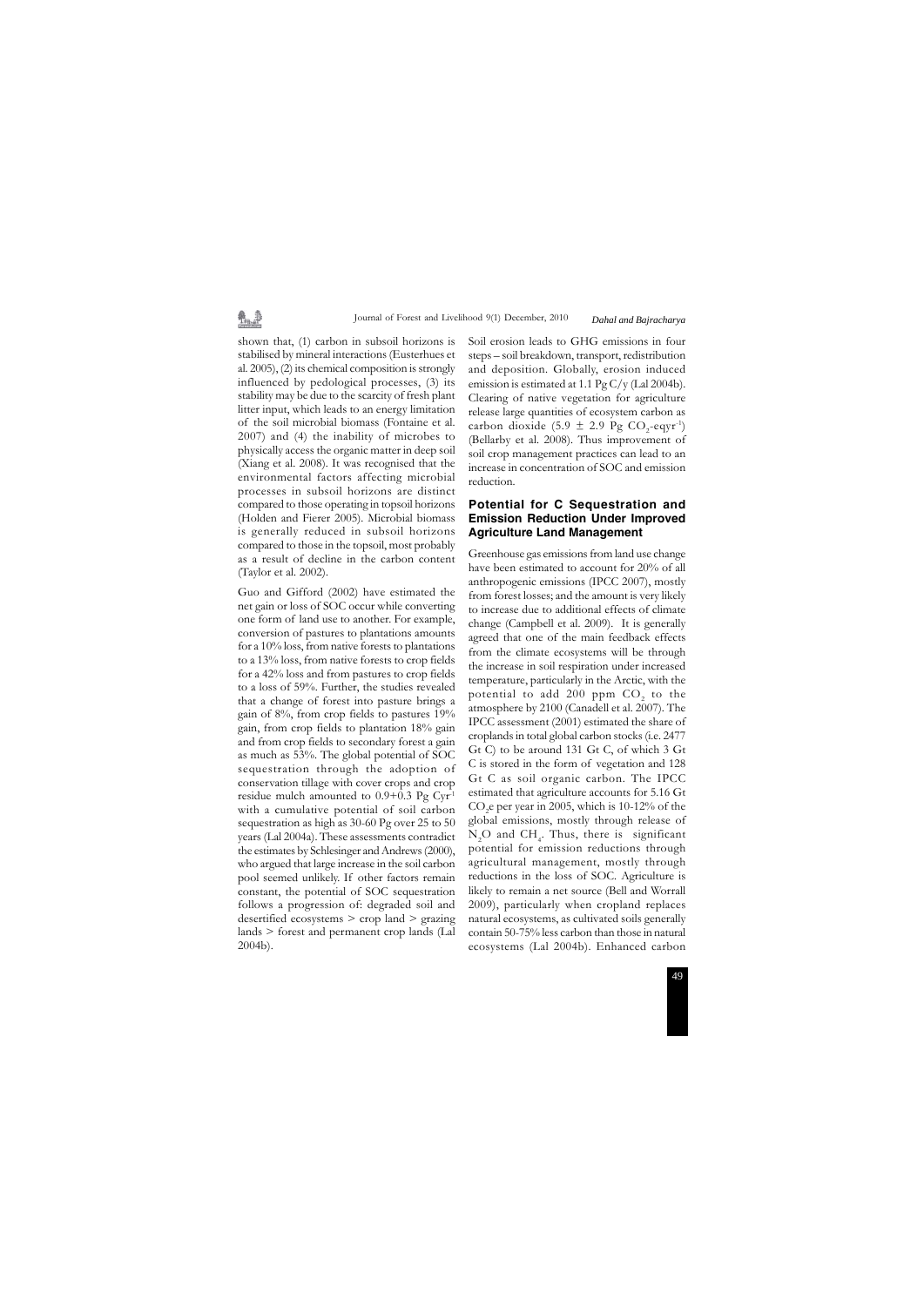shown that, (1) carbon in subsoil horizons is stabilised by mineral interactions (Eusterhues et al. 2005), (2) its chemical composition is strongly influenced by pedological processes, (3) its stability may be due to the scarcity of fresh plant litter input, which leads to an energy limitation of the soil microbial biomass (Fontaine et al. 2007) and (4) the inability of microbes to physically access the organic matter in deep soil (Xiang et al. 2008). It was recognised that the environmental factors affecting microbial processes in subsoil horizons are distinct compared to those operating in topsoil horizons (Holden and Fierer 2005). Microbial biomass is generally reduced in subsoil horizons compared to those in the topsoil, most probably as a result of decline in the carbon content (Taylor et al. 2002).

Guo and Gifford (2002) have estimated the net gain or loss of SOC occur while converting one form of land use to another. For example, conversion of pastures to plantations amounts for a 10% loss, from native forests to plantations to a 13% loss, from native forests to crop fields for a 42% loss and from pastures to crop fields to a loss of 59%. Further, the studies revealed that a change of forest into pasture brings a gain of 8%, from crop fields to pastures 19% gain, from crop fields to plantation 18% gain and from crop fields to secondary forest a gain as much as 53%. The global potential of SOC sequestration through the adoption of conservation tillage with cover crops and crop residue mulch amounted to 0.9+0.3 Pg $Cyr^{-1}$ with a cumulative potential of soil carbon sequestration as high as 30-60 Pg over 25 to 50 years (Lal 2004a). These assessments contradict the estimates by Schlesinger and Andrews (2000), who argued that large increase in the soil carbon pool seemed unlikely. If other factors remain constant, the potential of SOC sequestration follows a progression of: degraded soil and desertified ecosystems > crop land > grazing lands > forest and permanent crop lands (Lal 2004b).

Soil erosion leads to GHG emissions in four steps – soil breakdown, transport, redistribution and deposition. Globally, erosion induced emission is estimated at 1.1 Pg C/y (Lal 2004b). Clearing of native vegetation for agriculture release large quantities of ecosystem carbon as carbon dioxide (5.9 ± 2.9 Pg $CO_2$-eq$yr^{-1}$) (Bellarby et al. 2008). Thus improvement of soil crop management practices can lead to an increase in concentration of SOC and emission reduction.

## Potential for C Sequestration and Emission Reduction Under Improved Agriculture Land Management

Greenhouse gas emissions from land use change have been estimated to account for 20% of all anthropogenic emissions (IPCC 2007), mostly from forest losses; and the amount is very likely to increase due to additional effects of climate change (Campbell et al. 2009). It is generally agreed that one of the main feedback effects from the climate ecosystems will be through the increase in soil respiration under increased temperature, particularly in the Arctic, with the potential to add 200 ppm $CO_2$ to the atmosphere by 2100 (Canadell et al. 2007). The IPCC assessment (2001) estimated the share of croplands in total global carbon stocks (i.e. 2477 Gt C) to be around 131 Gt C, of which 3 Gt C is stored in the form of vegetation and 128 Gt C as soil organic carbon. The IPCC estimated that agriculture accounts for 5.16 Gt $CO_2$e per year in 2005, which is 10-12% of the global emissions, mostly through release of $N_2O$ and $CH_4$. Thus, there is significant potential for emission reductions through agricultural management, mostly through reductions in the loss of SOC. Agriculture is likely to remain a net source (Bell and Worrall 2009), particularly when cropland replaces natural ecosystems, as cultivated soils generally contain 50-75% less carbon than those in natural ecosystems (Lal 2004b). Enhanced carbon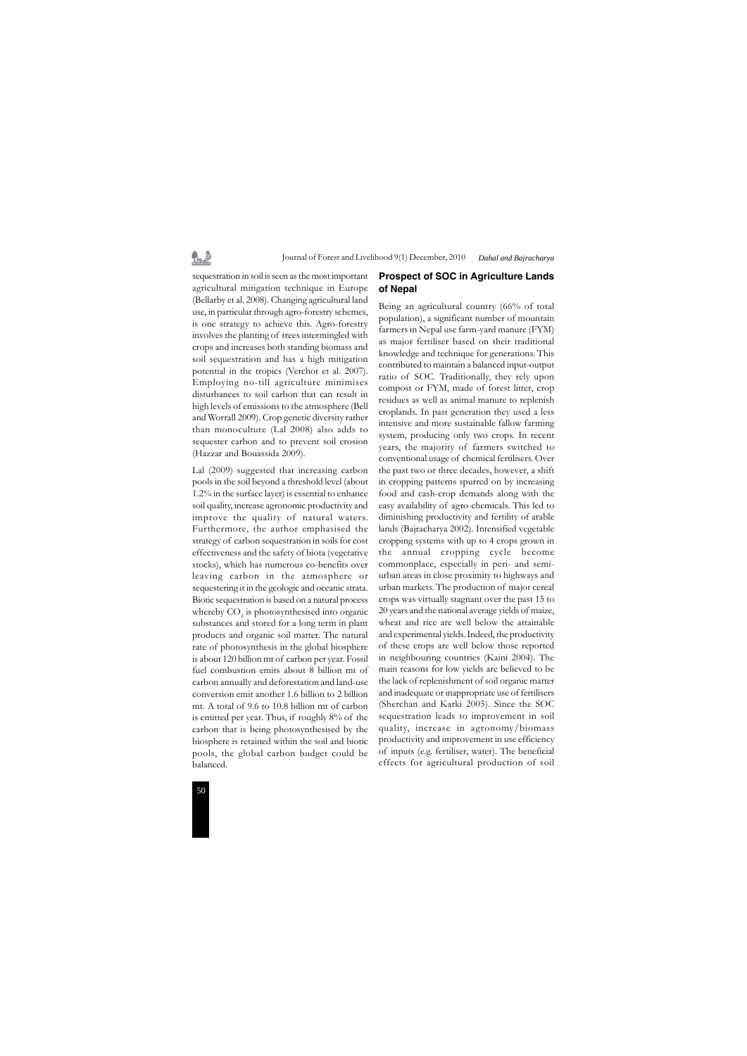sequestration in soil is seen as the most important agricultural mitigation technique in Europe (Bellarby et al. 2008). Changing agricultural land use, in particular through agro-forestry schemes, is one strategy to achieve this. Agro-forestry involves the planting of trees intermingled with crops and increases both standing biomass and soil sequestration and has a high mitigation potential in the tropics (Verchot et al. 2007). Employing no-till agriculture minimises disturbances to soil carbon that can result in high levels of emissions to the atmosphere (Bell and Worrall 2009). Crop genetic diversity rather than monoculture (Lal 2008) also adds to sequester carbon and to prevent soil erosion (Hazzar and Bouassida 2009).

Lal (2009) suggested that increasing carbon pools in the soil beyond a threshold level (about 1.2% in the surface layer) is essential to enhance soil quality, increase agronomic productivity and improve the quality of natural waters. Furthermore, the author emphasised the strategy of carbon sequestration in soils for cost effectiveness and the safety of biota (vegetative stocks), which has numerous co-benefits over leaving carbon in the atmosphere or sequestering it in the geologic and oceanic strata. Biotic sequestration is based on a natural process whereby $CO_2$ is photosynthesised into organic substances and stored for a long term in plant products and organic soil matter. The natural rate of photosynthesis in the global biosphere is about 120 billion mt of carbon per year. Fossil fuel combustion emits about 8 billion mt of carbon annually and deforestation and land-use conversion emit another 1.6 billion to 2 billion mt. A total of 9.6 to 10.8 billion mt of carbon is emitted per year. Thus, if roughly 8% of the carbon that is being photosynthesised by the biosphere is retained within the soil and biotic pools, the global carbon budget could be balanced.

## Prospect of SOC in Agriculture Lands of Nepal

Being an agricultural country (66% of total population), a significant number of mountain farmers in Nepal use farm-yard manure (FYM) as major fertiliser based on their traditional knowledge and technique for generations. This contributed to maintain a balanced input-output ratio of SOC. Traditionally, they rely upon compost or FYM, made of forest litter, crop residues as well as animal manure to replenish croplands. In past generation they used a less intensive and more sustainable fallow farming system, producing only two crops. In recent years, the majority of farmers switched to conventional usage of chemical fertilisers. Over the past two or three decades, however, a shift in cropping patterns spurred on by increasing food and cash-crop demands along with the easy availability of agro-chemicals. This led to diminishing productivity and fertility of arable lands (Bajracharya 2002). Intensified vegetable cropping systems with up to 4 crops grown in the annual cropping cycle become commonplace, especially in peri- and semi-urban areas in close proximity to highways and urban markets. The production of major cereal crops was virtually stagnant over the past 15 to 20 years and the national average yields of maize, wheat and rice are well below the attainable and experimental yields. Indeed, the productivity of these crops are well below those reported in neighbouring countries (Kaini 2004). The main reasons for low yields are believed to be the lack of replenishment of soil organic matter and inadequate or inappropriate use of fertilisers (Sherchan and Karki 2005). Since the SOC sequestration leads to improvement in soil quality, increase in agronomy/biomass productivity and improvement in use efficiency of inputs (e.g. fertiliser, water). The beneficial effects for agricultural production of soil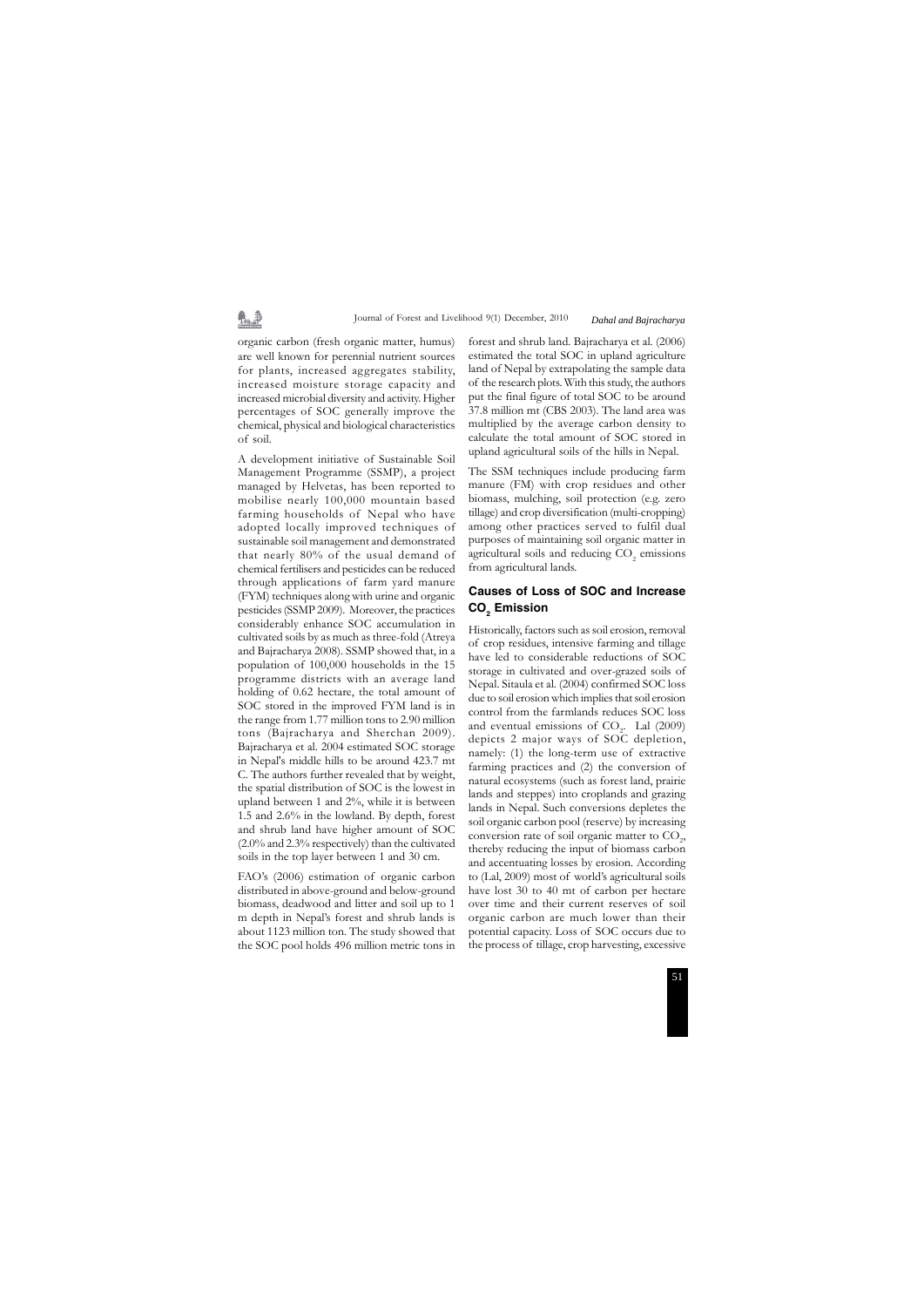organic carbon (fresh organic matter, humus) are well known for perennial nutrient sources for plants, increased aggregates stability, increased moisture storage capacity and increased microbial diversity and activity. Higher percentages of SOC generally improve the chemical, physical and biological characteristics of soil.

A development initiative of Sustainable Soil Management Programme (SSMP), a project managed by Helvetas, has been reported to mobilise nearly 100,000 mountain based farming households of Nepal who have adopted locally improved techniques of sustainable soil management and demonstrated that nearly 80% of the usual demand of chemical fertilisers and pesticides can be reduced through applications of farm yard manure (FYM) techniques along with urine and organic pesticides (SSMP 2009). Moreover, the practices considerably enhance SOC accumulation in cultivated soils by as much as three-fold (Atreya and Bajracharya 2008). SSMP showed that, in a population of 100,000 households in the 15 programme districts with an average land holding of 0.62 hectare, the total amount of SOC stored in the improved FYM land is in the range from 1.77 million tons to 2.90 million tons (Bajracharya and Sherchan 2009). Bajracharya et al. 2004 estimated SOC storage in Nepal's middle hills to be around 423.7 mt C. The authors further revealed that by weight, the spatial distribution of SOC is the lowest in upland between 1 and 2%, while it is between 1.5 and 2.6% in the lowland. By depth, forest and shrub land have higher amount of SOC (2.0% and 2.3% respectively) than the cultivated soils in the top layer between 1 and 30 cm.

FAO's (2006) estimation of organic carbon distributed in above-ground and below-ground biomass, deadwood and litter and soil up to 1 m depth in Nepal's forest and shrub lands is about 1123 million ton. The study showed that the SOC pool holds 496 million metric tons in forest and shrub land. Bajracharya et al. (2006) estimated the total SOC in upland agriculture land of Nepal by extrapolating the sample data of the research plots. With this study, the authors put the final figure of total SOC to be around 37.8 million mt (CBS 2003). The land area was multiplied by the average carbon density to calculate the total amount of SOC stored in upland agricultural soils of the hills in Nepal.

The SSM techniques include producing farm manure (FM) with crop residues and other biomass, mulching, soil protection (e.g. zero tillage) and crop diversification (multi-cropping) among other practices served to fulfil dual purposes of maintaining soil organic matter in agricultural soils and reducing $CO_2$ emissions from agricultural lands.

## Causes of Loss of SOC and Increase $CO_2$ Emission

Historically, factors such as soil erosion, removal of crop residues, intensive farming and tillage have led to considerable reductions of SOC storage in cultivated and over-grazed soils of Nepal. Sitaula et al. (2004) confirmed SOC loss due to soil erosion which implies that soil erosion control from the farmlands reduces SOC loss and eventual emissions of $CO_2$. Lal (2009) depicts 2 major ways of SOC depletion, namely: (1) the long-term use of extractive farming practices and (2) the conversion of natural ecosystems (such as forest land, prairie lands and steppes) into croplands and grazing lands in Nepal. Such conversions depletes the soil organic carbon pool (reserve) by increasing conversion rate of soil organic matter to $CO_2$, thereby reducing the input of biomass carbon and accentuating losses by erosion. According to (Lal, 2009) most of world's agricultural soils have lost 30 to 40 mt of carbon per hectare over time and their current reserves of soil organic carbon are much lower than their potential capacity. Loss of SOC occurs due to the process of tillage, crop harvesting, excessive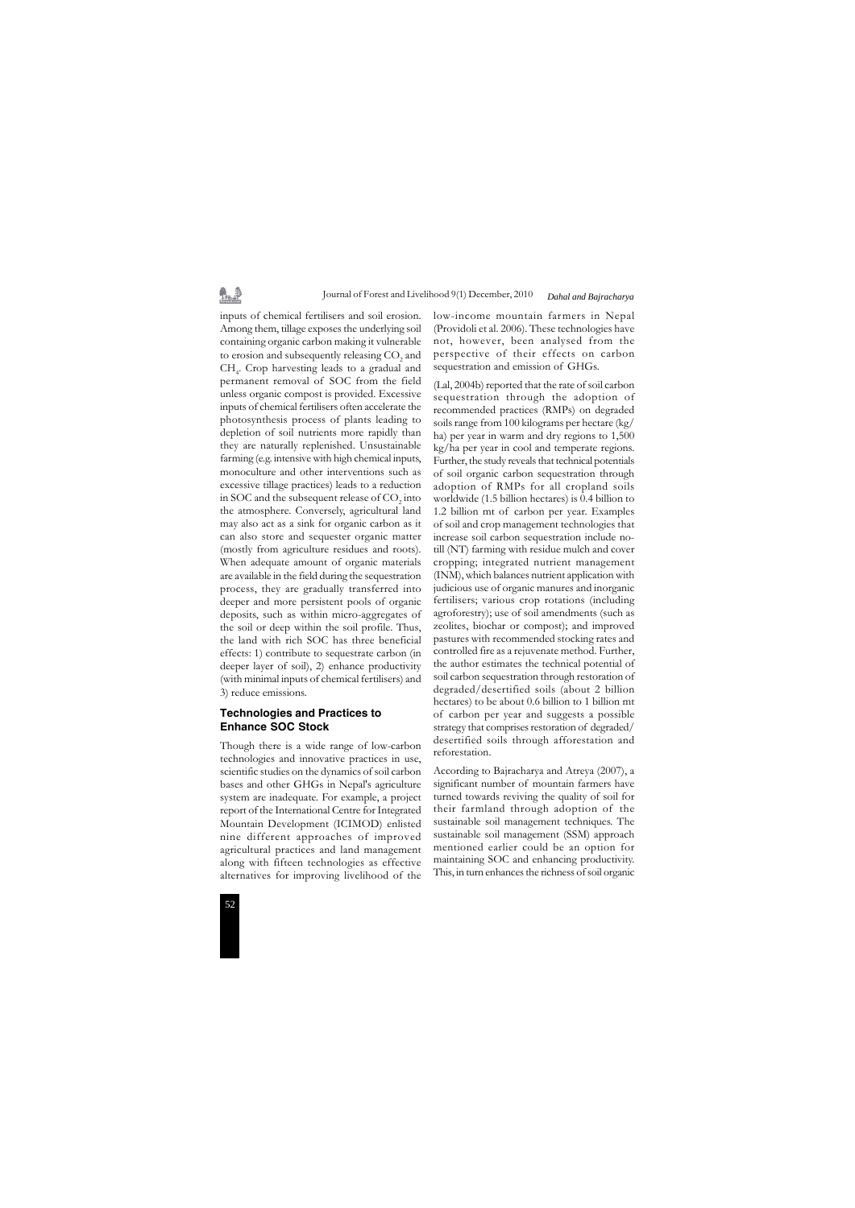inputs of chemical fertilisers and soil erosion. Among them, tillage exposes the underlying soil containing organic carbon making it vulnerable to erosion and subsequently releasing $CO_2$ and $CH_4$. Crop harvesting leads to a gradual and permanent removal of SOC from the field unless organic compost is provided. Excessive inputs of chemical fertilisers often accelerate the photosynthesis process of plants leading to depletion of soil nutrients more rapidly than they are naturally replenished. Unsustainable farming (e.g. intensive with high chemical inputs, monoculture and other interventions such as excessive tillage practices) leads to a reduction in SOC and the subsequent release of $CO_2$ into the atmosphere. Conversely, agricultural land may also act as a sink for organic carbon as it can also store and sequester organic matter (mostly from agriculture residues and roots). When adequate amount of organic materials are available in the field during the sequestration process, they are gradually transferred into deeper and more persistent pools of organic deposits, such as within micro-aggregates of the soil or deep within the soil profile. Thus, the land with rich SOC has three beneficial effects: 1) contribute to sequestrate carbon (in deeper layer of soil), 2) enhance productivity (with minimal inputs of chemical fertilisers) and 3) reduce emissions.

## Technologies and Practices to Enhance SOC Stock

Though there is a wide range of low-carbon technologies and innovative practices in use, scientific studies on the dynamics of soil carbon bases and other GHGs in Nepal's agriculture system are inadequate. For example, a project report of the International Centre for Integrated Mountain Development (ICIMOD) enlisted nine different approaches of improved agricultural practices and land management along with fifteen technologies as effective alternatives for improving livelihood of the low-income mountain farmers in Nepal (Providoli et al. 2006). These technologies have not, however, been analysed from the perspective of their effects on carbon sequestration and emission of GHGs.

(Lal, 2004b) reported that the rate of soil carbon sequestration through the adoption of recommended practices (RMPs) on degraded soils range from 100 kilograms per hectare (kg/ha) per year in warm and dry regions to 1,500 kg/ha per year in cool and temperate regions. Further, the study reveals that technical potentials of soil organic carbon sequestration through adoption of RMPs for all cropland soils worldwide (1.5 billion hectares) is 0.4 billion to 1.2 billion mt of carbon per year. Examples of soil and crop management technologies that increase soil carbon sequestration include no-till (NT) farming with residue mulch and cover cropping; integrated nutrient management (INM), which balances nutrient application with judicious use of organic manures and inorganic fertilisers; various crop rotations (including agroforestry); use of soil amendments (such as zeolites, biochar or compost); and improved pastures with recommended stocking rates and controlled fire as a rejuvenate method. Further, the author estimates the technical potential of soil carbon sequestration through restoration of degraded/desertified soils (about 2 billion hectares) to be about 0.6 billion to 1 billion mt of carbon per year and suggests a possible strategy that comprises restoration of degraded/desertified soils through afforestation and reforestation.

According to Bajracharya and Atreya (2007), a significant number of mountain farmers have turned towards reviving the quality of soil for their farmland through adoption of the sustainable soil management techniques. The sustainable soil management (SSM) approach mentioned earlier could be an option for maintaining SOC and enhancing productivity. This, in turn enhances the richness of soil organic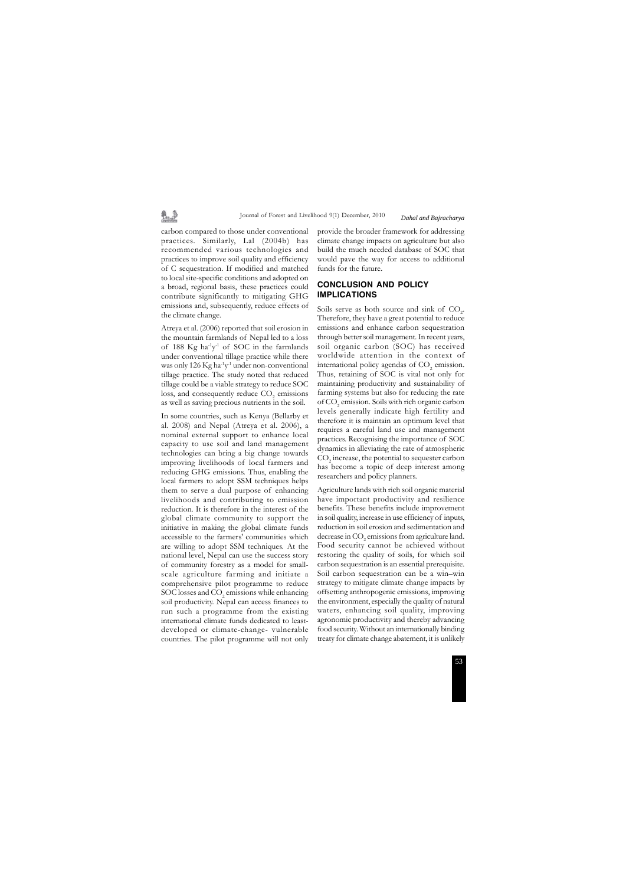carbon compared to those under conventional practices. Similarly, Lal (2004b) has recommended various technologies and practices to improve soil quality and efficiency of C sequestration. If modified and matched to local site-specific conditions and adopted on a broad, regional basis, these practices could contribute significantly to mitigating GHG emissions and, subsequently, reduce effects of the climate change.

Atreya et al. (2006) reported that soil erosion in the mountain farmlands of Nepal led to a loss of 188 Kg $ha^{-1}y^{-1}$ of SOC in the farmlands under conventional tillage practice while there was only 126 Kg $ha^{-1}y^{-1}$ under non-conventional tillage practice. The study noted that reduced tillage could be a viable strategy to reduce SOC loss, and consequently reduce $CO_2$ emissions as well as saving precious nutrients in the soil.

In some countries, such as Kenya (Bellarby et al. 2008) and Nepal (Atreya et al. 2006), a nominal external support to enhance local capacity to use soil and land management technologies can bring a big change towards improving livelihoods of local farmers and reducing GHG emissions. Thus, enabling the local farmers to adopt SSM techniques helps them to serve a dual purpose of enhancing livelihoods and contributing to emission reduction. It is therefore in the interest of the global climate community to support the initiative in making the global climate funds accessible to the farmers' communities which are willing to adopt SSM techniques. At the national level, Nepal can use the success story of community forestry as a model for small-scale agriculture farming and initiate a comprehensive pilot programme to reduce SOC losses and $CO_2$ emissions while enhancing soil productivity. Nepal can access finances to run such a programme from the existing international climate funds dedicated to least-developed or climate-change- vulnerable countries. The pilot programme will not only provide the broader framework for addressing climate change impacts on agriculture but also build the much needed database of SOC that would pave the way for access to additional funds for the future.

## CONCLUSION AND POLICY IMPLICATIONS

Soils serve as both source and sink of $CO_2$. Therefore, they have a great potential to reduce emissions and enhance carbon sequestration through better soil management. In recent years, soil organic carbon (SOC) has received worldwide attention in the context of international policy agendas of $CO_2$ emission. Thus, retaining of SOC is vital not only for maintaining productivity and sustainability of farming systems but also for reducing the rate of $CO_2$ emission. Soils with rich organic carbon levels generally indicate high fertility and therefore it is maintain an optimum level that requires a careful land use and management practices. Recognising the importance of SOC dynamics in alleviating the rate of atmospheric $CO_2$ increase, the potential to sequester carbon has become a topic of deep interest among researchers and policy planners.

Agriculture lands with rich soil organic material have important productivity and resilience benefits. These benefits include improvement in soil quality, increase in use efficiency of inputs, reduction in soil erosion and sedimentation and decrease in $CO_2$ emissions from agriculture land. Food security cannot be achieved without restoring the quality of soils, for which soil carbon sequestration is an essential prerequisite. Soil carbon sequestration can be a win–win strategy to mitigate climate change impacts by offsetting anthropogenic emissions, improving the environment, especially the quality of natural waters, enhancing soil quality, improving agronomic productivity and thereby advancing food security. Without an internationally binding treaty for climate change abatement, it is unlikely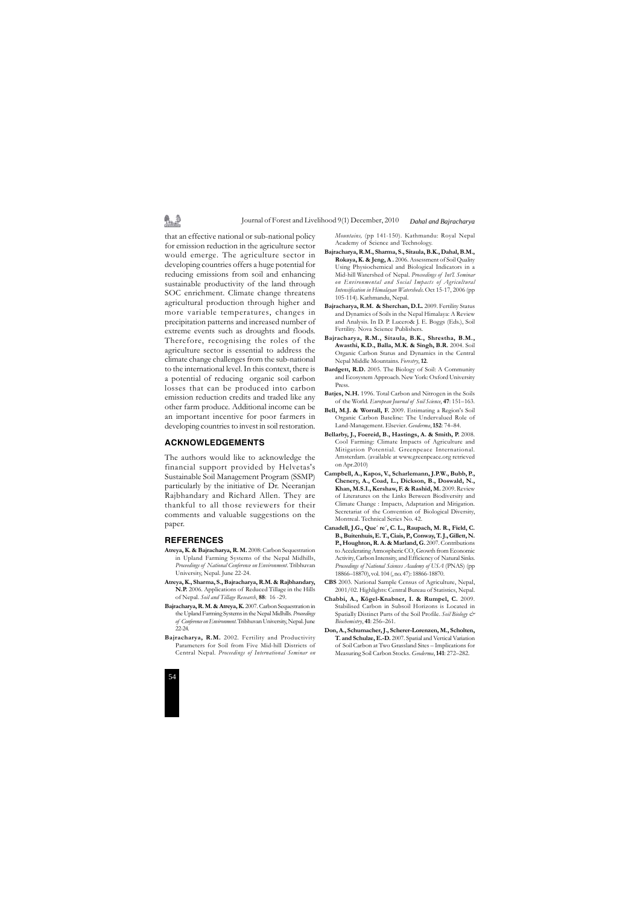that an effective national or sub-national policy for emission reduction in the agriculture sector would emerge. The agriculture sector in developing countries offers a huge potential for reducing emissions from soil and enhancing sustainable productivity of the land through SOC enrichment. Climate change threatens agricultural production through higher and more variable temperatures, changes in precipitation patterns and increased number of extreme events such as droughts and floods. Therefore, recognising the roles of the agriculture sector is essential to address the climate change challenges from the sub-national to the international level. In this context, there is a potential of reducing organic soil carbon losses that can be produced into carbon emission reduction credits and traded like any other farm produce. Additional income can be an important incentive for poor farmers in developing countries to invest in soil restoration.

## ACKNOWLEDGEMENTS

The authors would like to acknowledge the financial support provided by Helvetas's Sustainable Soil Management Program (SSMP) particularly by the initiative of Dr. Neeranjan Rajbhandary and Richard Allen. They are thankful to all those reviewers for their comments and valuable suggestions on the paper.

## REFERENCES

**Atreya, K. & Bajracharya, R. M.** 2008: Carbon Sequestration in Upland Farming Systems of the Nepal Midhills, *Proceedings of National Conference on Environment*. Tribhuvan University, Nepal. June 22-24.

**Atreya, K., Sharma, S., Bajracharya, R.M. & Rajbhandary, N.P.** 2006. Applications of Reduced Tillage in the Hills of Nepal. *Soil and Tillage Research*, **88**: 16 -29.

**Bajracharya, R. M. & Atreya, K.** 2007. Carbon Sequestration in the Upland Farming Systems in the Nepal Midhills. *Proceedings of Conference on Environment*. Tribhuvan University, Nepal. June 22-24.

**Bajracharya, R.M.** 2002. Fertility and Productivity Parameters for Soil from Five Mid-hill Districts of Central Nepal. *Proceedings of International Seminar on Mountains,* (pp 141-150). Kathmandu: Royal Nepal Academy of Science and Technology.

**Bajracharya, R.M., Sharma, S., Sitaula, B.K., Dahal, B.M., Rokaya, K. & Jeng, A .** 2006. Assessment of Soil Quality Using Physiochemical and Biological Indicators in a Mid-hill Watershed of Nepal. *Proceedings of Int'l. Seminar on Environmental and Social Impacts of Agricultural Intensification in Himalayan Watersheds*. Oct 15-17, 2006 (pp 105-114). Kathmandu, Nepal.

**Bajracharya, R.M. & Sherchan, D.L.** 2009. Fertility Status and Dynamics of Soils in the Nepal Himalaya: A Review and Analysis. In D. P. Lucero& J. E. Boggs (Eds.), Soil Fertility. Nova Science Publishers.

**Bajracharya, R.M., Sitaula, B.K., Shrestha, B.M., Awasthi, K.D., Balla, M.K. & Singh, B.R.** 2004. Soil Organic Carbon Status and Dynamics in the Central Nepal Middle Mountains. *Forestry*, **12**.

**Bardgett, R.D.** 2005. The Biology of Soil: A Community and Ecosystem Approach. New York: Oxford University Press.

**Batjes, N.H.** 1996. Total Carbon and Nitrogen in the Soils of the World. *European Journal of Soil Science*, **47**: 151–163.

**Bell, M.J. & Worrall, F.** 2009. Estimating a Region's Soil Organic Carbon Baseline: The Undervalued Role of Land-Management. Elsevier. *Geoderma*, **152**: 74–84.

**Bellarby, J., Foereid, B., Hastings, A. & Smith, P.** 2008. Cool Farming: Climate Impacts of Agriculture and Mitigation Potential. Greenpeace International. Amsterdam. (available at www.greenpeace.org retrieved on Apr.2010)

**Campbell, A., Kapos, V., Scharlemann, J.P.W., Bubb, P., Chenery, A., Coad, L., Dickson, B., Doswald, N., Khan, M.S.I., Kershaw, F. & Rashid, M.** 2009. Review of Literatures on the Links Between Biodiversity and Climate Change : Impacts, Adaptation and Mitigation. Secretariat of the Convention of Biological Diversity, Montreal. Technical Series No. 42.

**Canadell, J.G., Que´ re´, C. L., Raupach, M. R., Field, C. B., Buitenhuis, E. T., Ciais, P., Conway, T. J., Gillett, N. P., Houghton, R. A. & Marland, G.** 2007. Contributions to Accelerating Atmospheric $CO_2$ Growth from Economic Activity, Carbon Intensity, and Efficiency of Natural Sinks. *Proceedings of National Sciences Academy of USA* (PNAS) (pp 18866–18870), vol. 104 (, no. 47): 18866-18870.

**CBS** 2003. National Sample Census of Agriculture, Nepal, 2001/02. Highlights: Central Bureau of Statistics, Nepal.

**Chabbi, A., Kögel-Knabner, I. & Rumpel, C.** 2009. Stabilised Carbon in Subsoil Horizons is Located in Spatially Distinct Parts of the Soil Profile. *Soil Biology & Biochemistry*, **41**: 256–261.

**Don, A., Schumacher, J., Scherer-Lorenzen, M., Scholten, T. and Schulze, E.-D.** 2007. Spatial and Vertical Variation of Soil Carbon at Two Grassland Sites – Implications for Measuring Soil Carbon Stocks. *Geoderma*, **141**: 272–282.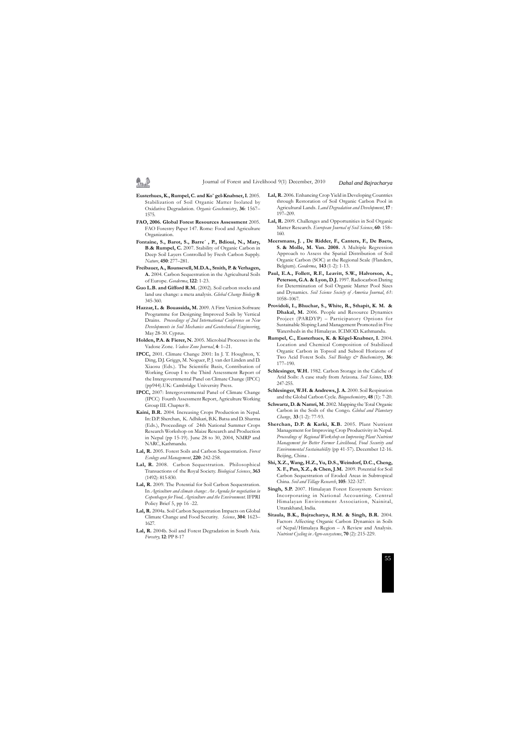**Eusterhues, K., Rumpel, C. and Ko¨ gel-Knabner, I.** 2005. Stabilization of Soil Organic Matter Isolated by Oxidative Degradation. *Organic Geochemistry*, **36**: 1567–1575.

**FAO, 2006. Global Forest Resources Assessment** 2005. FAO Forestry Paper 147. Rome: Food and Agriculture Organization.

**Fontaine, S., Barot, S., Barre´ , P., Bdioui, N., Mary, B.& Rumpel, C.** 2007. Stability of Organic Carbon in Deep Soil Layers Controlled by Fresh Carbon Supply. *Nature*, **450**: 277–281.

**Freibauer, A., Rounsevell, M.D.A., Smith, P. & Verhagen, A.** 2004. Carbon Sequestration in the Agricultural Soils of Europe. *Geoderma*, **122**: 1-23.

**Guo L.B. and Gifford R.M.** (2002). Soil carbon stocks and land use change: a meta analysis. *Global Change Biology* **8**: 345-360.

**Hazzar, L. & Bouassida, M.** 2009. A First Version Software Programme for Designing Improved Soils by Vertical Drains. *Proceedings of 2nd International Conference on New Developments in Soil Mechanics and Geotechnical Engineering*, May 28-30. Cyprus.

**Holden, P.A. & Fierer, N.** 2005. Microbial Processes in the Vadose Zone. *Vadose Zone Journal*, **4**: 1–21.

**IPCC,** 2001. Climate Change 2001: In J. T. Houghton, Y. Ding, D.J. Griggs, M. Noguer, P. J. van der Linden and D. Xiaosu (Eds.). The Scientific Basis, Contribution of Working Group 1 to the Third Assessment Report of the Intergovernmental Panel on Climate Change (IPCC) (pp944).UK: Cambridge University Press.

**IPCC,** 2007: Intergovernmental Panel of Climate Change (IPCC) Fourth Assessment Report, Agriculture Working Group III. Chapter 8:.

**Kaini, B.R.** 2004. Increasing Crops Production in Nepal. In: D.P. Sherchan, K. Adhikari, B.K. Batsa and D. Sharma (Eds.), Proceedings of 24th National Summer Crops Research Workshop on Maize Research and Production in Nepal (pp 15-19). June 28 to 30, 2004, NMRP and NARC, Kathmandu.

**Lal, R.** 2005. Forest Soils and Carbon Sequestration. *Forest Ecology and Management*, **220**: 242-258.

**Lal, R.** 2008. Carbon Sequestration. Philosophical Transactions of the Royal Society. *Biological Sciences*, **363** (1492): 815-830.

**Lal, R.** 2009. The Potential for Soil Carbon Sequestration. In *Agriculture and climate change: An Agenda for negotiation in Copenhagen for Food, Agriculture and the Environment*. IFPRI Policy Brief 5, pp 16 -22.

**Lal, R.** 2004a. Soil Carbon Sequestration Impacts on Global Climate Change and Food Security. *Science*, **304**: 1623–1627.

**Lal, R.** 2004b. Soil and Forest Degradation in South Asia. *Forestry,* **12**: PP 8-17

**Lal, R.** 2006. Enhancing Crop Yield in Developing Countries through Restoration of Soil Organic Carbon Pool in Agricultural Lands. *Land Degradation and Development*, **17** : 197–209.

**Lal, R.** 2009. Challenges and Opportunities in Soil Organic Matter Research. *European Journal of Soil Science*, **60**: 158–160.

**Meersmans, J. , De Ridder, F., Canters, F., De Baets, S. & Molle, M. Van. 2008.** A Multiple Regression Approach to Assess the Spatial Distribution of Soil Organic Carbon (SOC) at the Regional Scale (Flanders, Belgium). *Geoderma,* **143** (1-2): 1-13.

**Paul, E.A., Follett, R.F., Leavitt, S.W., Halvorson, A., Peterson, G.A. & Lyon, D.J.** 1997. Radiocarbon Dating for Determination of Soil Organic Matter Pool Sizes and Dynamics. *Soil Science Society of America Journal*, *61*: 1058–1067.

**Providoli, I., Bhuchar, S., White, R., Sthapit, K. M. & Dhakal, M.** 2006. People and Resource Dynamics Project (PARDYP) – Participatory Options for Sustainable Sloping Land Management Promoted in Five Watersheds in the Himalayas. ICIMOD. Kathmandu.

**Rumpel, C., Eusterhues, K. & Kögel-Knabner, I.** 2004. Location and Chemical Composition of Stabilized Organic Carbon in Topsoil and Subsoil Horizons of Two Acid Forest Soils. *Soil Biology & Biochemistry*, **36**: 177–190.

**Schlesinger, W.H.** 1982. Carbon Storage in the Caliche of Arid Soils: A case study from Arizona. *Soil Science*, **133**: 247-255.

**Schlesinger, W.H. & Andrews, J. A.** 2000. Soil Respiration and the Global Carbon Cycle. *Biogeochemistry*, **48** (1): 7-20.

**Schwartz, D. & Namri, M.** 2002. Mapping the Total Organic Carbon in the Soils of the Congo. *Global and Planetary Change*, **33** (1-2): 77-93.

**Sherchan, D.P. & Karki, K.B.** 2005. Plant Nutrient Management for Improving Crop Productivity in Nepal. *Proceedings of Regional Workshop on Improving Plant Nutrient Management for Better Farmer Livelihood, Food Security and Environmental Sustainability* (pp 41-57). December 12-16. Beijing, China .

**Shi, X.Z., Wang, H.Z., Yu, D.S., Weindorf, D.C., Cheng, X. F., Pan, X.Z., & Chen, J.M.** 2009. Potential for Soil Carbon Sequestration of Eroded Areas in Subtropical China. *Soil and Tillage Research*, **105**: 322-327.

**Singh, S.P.** 2007. Himalayan Forest Ecosystem Services: Incorporating in National Accounting. Central Himalayan Environment Association, Nainital, Uttarakhand, India.

**Sitaula, B.K., Bajracharya, R.M. & Singh, B.R.** 2004. Factors Affecting Organic Carbon Dynamics in Soils of Nepal/Himalaya Region – A Review and Analysis. *Nutrient Cycling in Agro-ecosystems*, **70** (2): 215-229.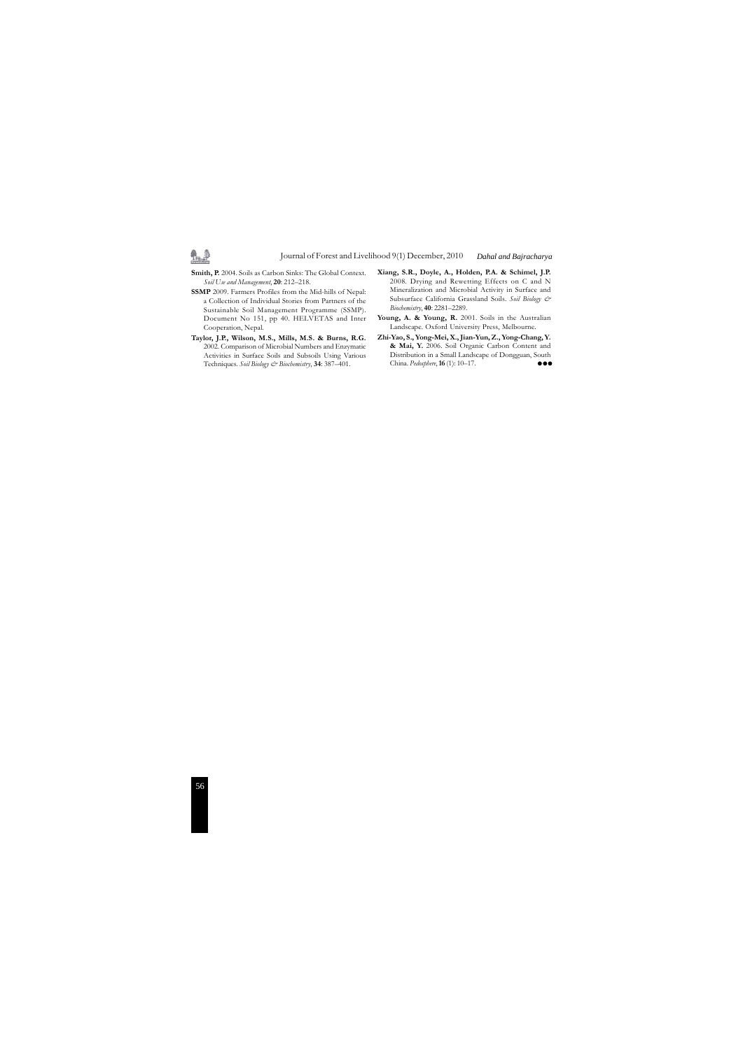**Smith, P.** 2004. Soils as Carbon Sinks: The Global Context. *Soil Use and Management*, **20**: 212–218.

**SSMP** 2009. Farmers Profiles from the Mid-hills of Nepal: a Collection of Individual Stories from Partners of the Sustainable Soil Management Programme (SSMP). Document No 151, pp 40. HELVETAS and Inter Cooperation, Nepal.

**Taylor, J.P., Wilson, M.S., Mills, M.S. & Burns, R.G.** 2002. Comparison of Microbial Numbers and Enzymatic Activities in Surface Soils and Subsoils Using Various Techniques. *Soil Biology & Biochemistry*, **34**: 387–401.

**Xiang, S.R., Doyle, A., Holden, P.A. & Schimel, J.P.** 2008. Drying and Rewetting Effects on C and N Mineralization and Microbial Activity in Surface and Subsurface California Grassland Soils. *Soil Biology & Biochemistry*, **40**: 2281–2289.

**Young, A. & Young, R.** 2001. Soils in the Australian Landscape. Oxford University Press, Melbourne.

**Zhi-Yao, S., Yong-Mei, X., Jian-Yun, Z., Yong-Chang, Y. & Mai, Y.** 2006. Soil Organic Carbon Content and Distribution in a Small Landscape of Dongguan, South China. *Pedosphere*, **16** (1): 10–17.

●●●